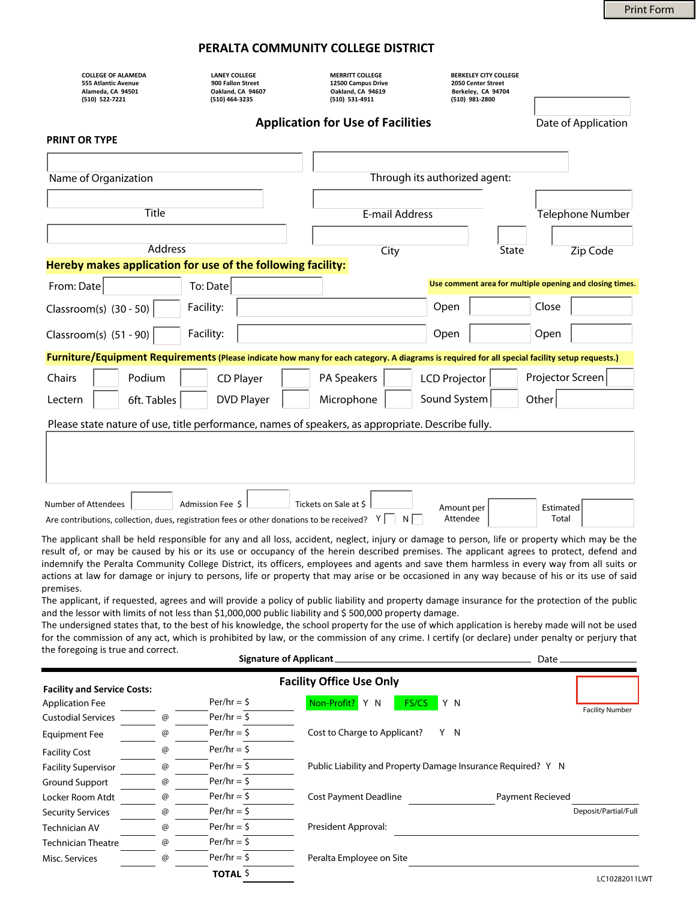Print Form

# PERALTA COMMUNITY COLLEGE DISTRICT

| COLLEGE OF ALAMEDA | LANEY COLLEGE | MERRITT COLLEGE | BERKELEY CITY COLLEGE |
|---|---|---|---|
| 555 Atlantic Avenue | 900 Fallon Street | 12500 Campus Drive | 2050 Center Street |
| Alameda, CA 94501 | Oakland, CA 94607 | Oakland, CA 94619 | Berkeley, CA 94704 |
| (510) 522-7221 | (510) 464-3235 | (510) 531-4911 | (510) 981-2800 |

## Application for Use of Facilities

Date of Application

**PRINT OR TYPE**

Name of Organization ______ Through its authorized agent: ______

Title ______ E-mail Address ______ Telephone Number ______

Address ______ City ______ State ______ Zip Code ______

**Hereby makes application for use of the following facility:**

From: Date ______ To: Date ______

**Use comment area for multiple opening and closing times.**

Classroom(s) (30 - 50) ______ Facility: ______ Open ______ Close ______

Classroom(s) (51 - 90) ______ Facility: ______ Open ______ Open ______

**Furniture/Equipment Requirements** **(Please indicate how many for each category. A diagrams is required for all special facility setup requests.)**

| Chairs | | Podium | | CD Player | | PA Speakers | | LCD Projector | | Projector Screen | |
|---|---|---|---|---|---|---|---|---|---|---|---|
| Lectern | | 6ft. Tables | | DVD Player | | Microphone | | Sound System | | Other | |

Please state nature of use, title performance, names of speakers, as appropriate. Describe fully.

Number of Attendees ______ Admission Fee $ ______ Tickets on Sale at $ ______ Amount per Attendee ______ Estimated Total ______

Are contributions, collection, dues, registration fees or other donations to be received? Y ☐ N ☐

The applicant shall be held responsible for any and all loss, accident, neglect, injury or damage to person, life or property which may be the result of, or may be caused by his or its use or occupancy of the herein described premises. The applicant agrees to protect, defend and indemnify the Peralta Community College District, its officers, employees and agents and save them harmless in every way from all suits or actions at law for damage or injury to persons, life or property that may arise or be occasioned in any way because of his or its use of said premises.

The applicant, if requested, agrees and will provide a policy of public liability and property damage insurance for the protection of the public and the lessor with limits of not less than $1,000,000 public liability and $ 500,000 property damage.

The undersigned states that, to the best of his knowledge, the school property for the use of which application is hereby made will not be used for the commission of any act, which is prohibited by law, or the commission of any crime. I certify (or declare) under penalty or perjury that the foregoing is true and correct.

**Signature of Applicant** ______________________ Date ______________

## Facility Office Use Only

**Facility and Service Costs:**

| | | | |
|---|---|---|---|
| Application Fee | | | Per/hr = $ |
| Custodial Services | | @ | Per/hr = $ |
| Equipment Fee | | @ | Per/hr = $ |
| Facility Cost | | @ | Per/hr = $ |
| Facility Supervisor | | @ | Per/hr = $ |
| Ground Support | | @ | Per/hr = $ |
| Locker Room Atdt | | @ | Per/hr = $ |
| Security Services | | @ | Per/hr = $ |
| Technician AV | | @ | Per/hr = $ |
| Technician Theatre | | @ | Per/hr = $ |
| Misc. Services | | @ | Per/hr = $ |
| | | **TOTAL** | $ |

Non-Profit? Y N    FS/CS Y N

Facility Number

Cost to Charge to Applicant? Y N

Public Liability and Property Damage Insurance Required? Y N

Cost Payment Deadline ______ Payment Recieved ______ Deposit/Partial/Full

President Approval: ______

Peralta Employee on Site ______

LC10282011LWT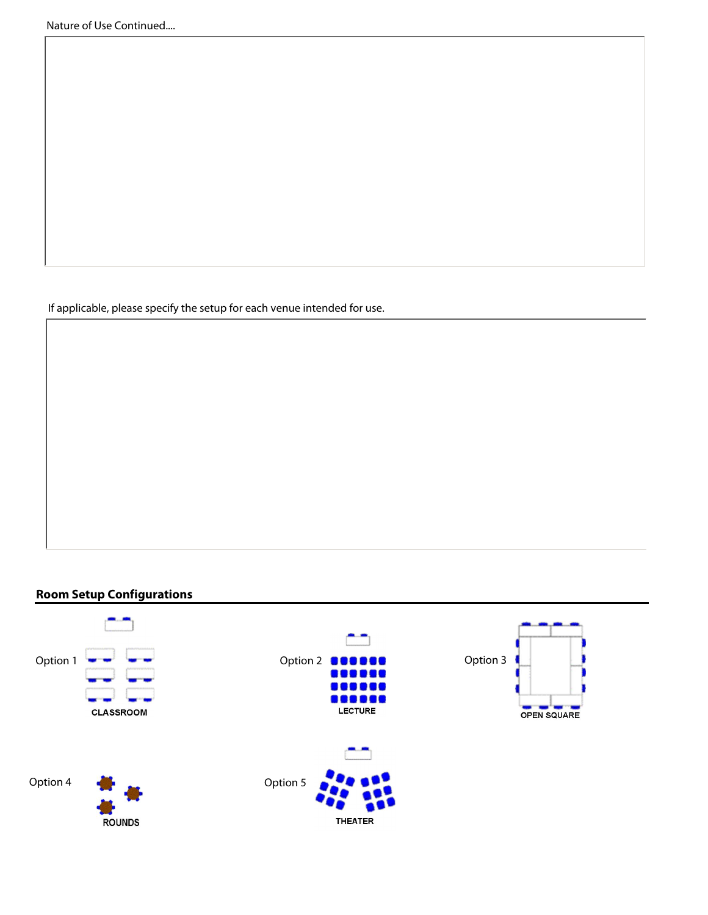Nature of Use Continued....

If applicable, please specify the setup for each venue intended for use.

## Room Setup Configurations

Option 1
CLASSROOM

Option 2
LECTURE

Option 3
OPEN SQUARE

Option 4
ROUNDS

Option 5
THEATER